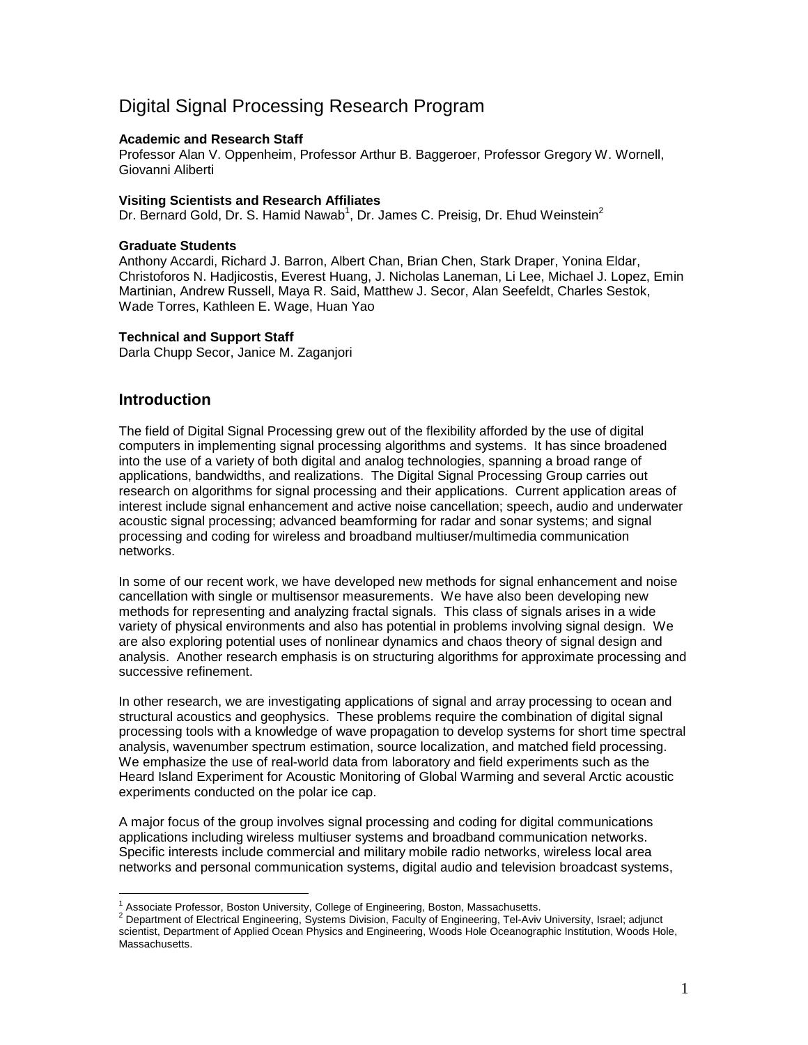# Digital Signal Processing Research Program

**Academic and Research Staff**
Professor Alan V. Oppenheim, Professor Arthur B. Baggeroer, Professor Gregory W. Wornell, Giovanni Aliberti

**Visiting Scientists and Research Affiliates**
Dr. Bernard Gold, Dr. S. Hamid Nawab[1], Dr. James C. Preisig, Dr. Ehud Weinstein[2]

**Graduate Students**
Anthony Accardi, Richard J. Barron, Albert Chan, Brian Chen, Stark Draper, Yonina Eldar, Christoforos N. Hadjicostis, Everest Huang, J. Nicholas Laneman, Li Lee, Michael J. Lopez, Emin Martinian, Andrew Russell, Maya R. Said, Matthew J. Secor, Alan Seefeldt, Charles Sestok, Wade Torres, Kathleen E. Wage, Huan Yao

**Technical and Support Staff**
Darla Chupp Secor, Janice M. Zaganjori

## Introduction

The field of Digital Signal Processing grew out of the flexibility afforded by the use of digital computers in implementing signal processing algorithms and systems. It has since broadened into the use of a variety of both digital and analog technologies, spanning a broad range of applications, bandwidths, and realizations. The Digital Signal Processing Group carries out research on algorithms for signal processing and their applications. Current application areas of interest include signal enhancement and active noise cancellation; speech, audio and underwater acoustic signal processing; advanced beamforming for radar and sonar systems; and signal processing and coding for wireless and broadband multiuser/multimedia communication networks.

In some of our recent work, we have developed new methods for signal enhancement and noise cancellation with single or multisensor measurements. We have also been developing new methods for representing and analyzing fractal signals. This class of signals arises in a wide variety of physical environments and also has potential in problems involving signal design. We are also exploring potential uses of nonlinear dynamics and chaos theory of signal design and analysis. Another research emphasis is on structuring algorithms for approximate processing and successive refinement.

In other research, we are investigating applications of signal and array processing to ocean and structural acoustics and geophysics. These problems require the combination of digital signal processing tools with a knowledge of wave propagation to develop systems for short time spectral analysis, wavenumber spectrum estimation, source localization, and matched field processing. We emphasize the use of real-world data from laboratory and field experiments such as the Heard Island Experiment for Acoustic Monitoring of Global Warming and several Arctic acoustic experiments conducted on the polar ice cap.

A major focus of the group involves signal processing and coding for digital communications applications including wireless multiuser systems and broadband communication networks. Specific interests include commercial and military mobile radio networks, wireless local area networks and personal communication systems, digital audio and television broadcast systems,

---

[1] Associate Professor, Boston University, College of Engineering, Boston, Massachusetts.
[2] Department of Electrical Engineering, Systems Division, Faculty of Engineering, Tel-Aviv University, Israel; adjunct scientist, Department of Applied Ocean Physics and Engineering, Woods Hole Oceanographic Institution, Woods Hole, Massachusetts.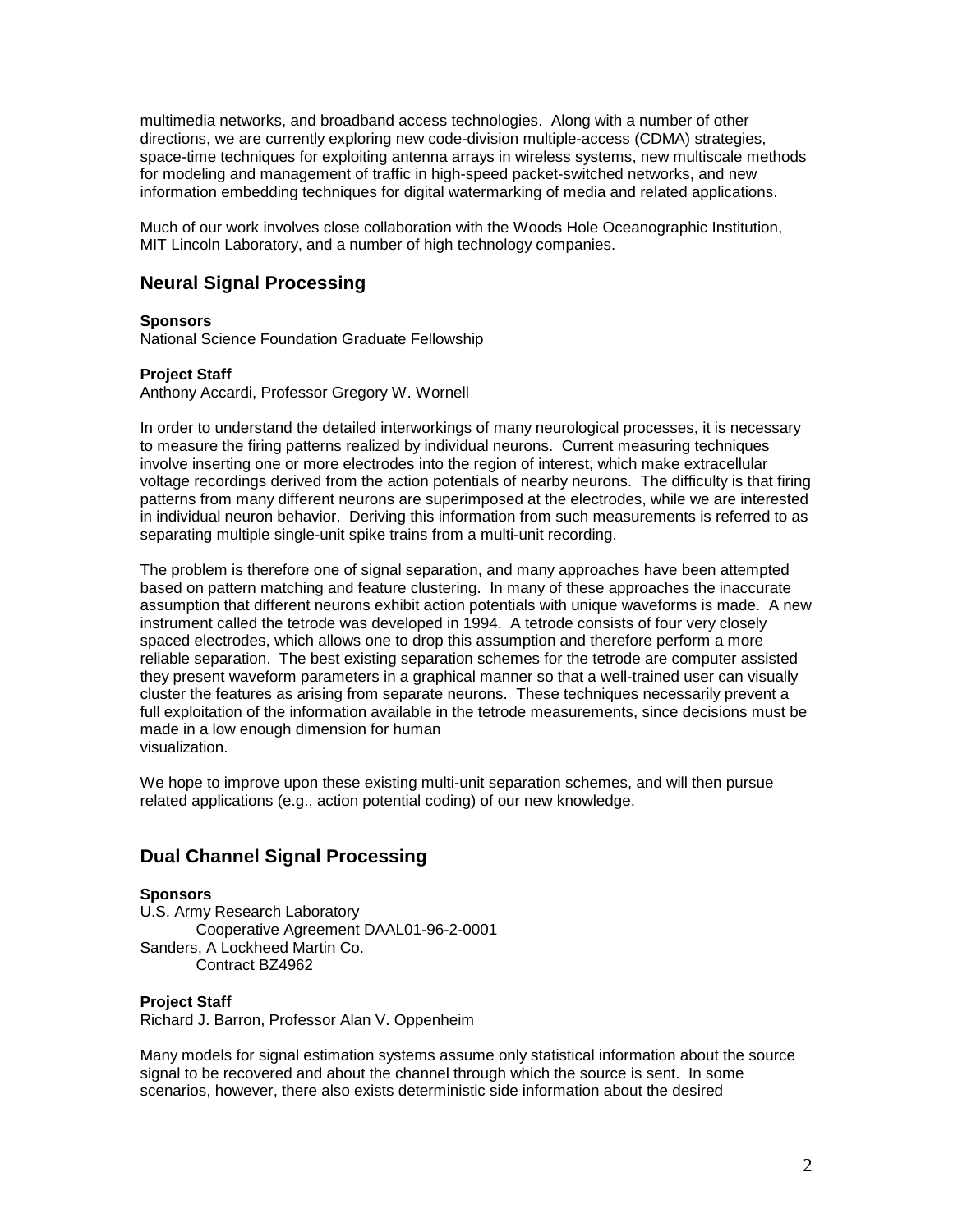multimedia networks, and broadband access technologies. Along with a number of other directions, we are currently exploring new code-division multiple-access (CDMA) strategies, space-time techniques for exploiting antenna arrays in wireless systems, new multiscale methods for modeling and management of traffic in high-speed packet-switched networks, and new information embedding techniques for digital watermarking of media and related applications.

Much of our work involves close collaboration with the Woods Hole Oceanographic Institution, MIT Lincoln Laboratory, and a number of high technology companies.

## Neural Signal Processing

**Sponsors**
National Science Foundation Graduate Fellowship

**Project Staff**
Anthony Accardi, Professor Gregory W. Wornell

In order to understand the detailed interworkings of many neurological processes, it is necessary to measure the firing patterns realized by individual neurons. Current measuring techniques involve inserting one or more electrodes into the region of interest, which make extracellular voltage recordings derived from the action potentials of nearby neurons. The difficulty is that firing patterns from many different neurons are superimposed at the electrodes, while we are interested in individual neuron behavior. Deriving this information from such measurements is referred to as separating multiple single-unit spike trains from a multi-unit recording.

The problem is therefore one of signal separation, and many approaches have been attempted based on pattern matching and feature clustering. In many of these approaches the inaccurate assumption that different neurons exhibit action potentials with unique waveforms is made. A new instrument called the tetrode was developed in 1994. A tetrode consists of four very closely spaced electrodes, which allows one to drop this assumption and therefore perform a more reliable separation. The best existing separation schemes for the tetrode are computer assisted they present waveform parameters in a graphical manner so that a well-trained user can visually cluster the features as arising from separate neurons. These techniques necessarily prevent a full exploitation of the information available in the tetrode measurements, since decisions must be made in a low enough dimension for human visualization.

We hope to improve upon these existing multi-unit separation schemes, and will then pursue related applications (e.g., action potential coding) of our new knowledge.

## Dual Channel Signal Processing

**Sponsors**
U.S. Army Research Laboratory
Cooperative Agreement DAAL01-96-2-0001
Sanders, A Lockheed Martin Co.
Contract BZ4962

**Project Staff**
Richard J. Barron, Professor Alan V. Oppenheim

Many models for signal estimation systems assume only statistical information about the source signal to be recovered and about the channel through which the source is sent. In some scenarios, however, there also exists deterministic side information about the desired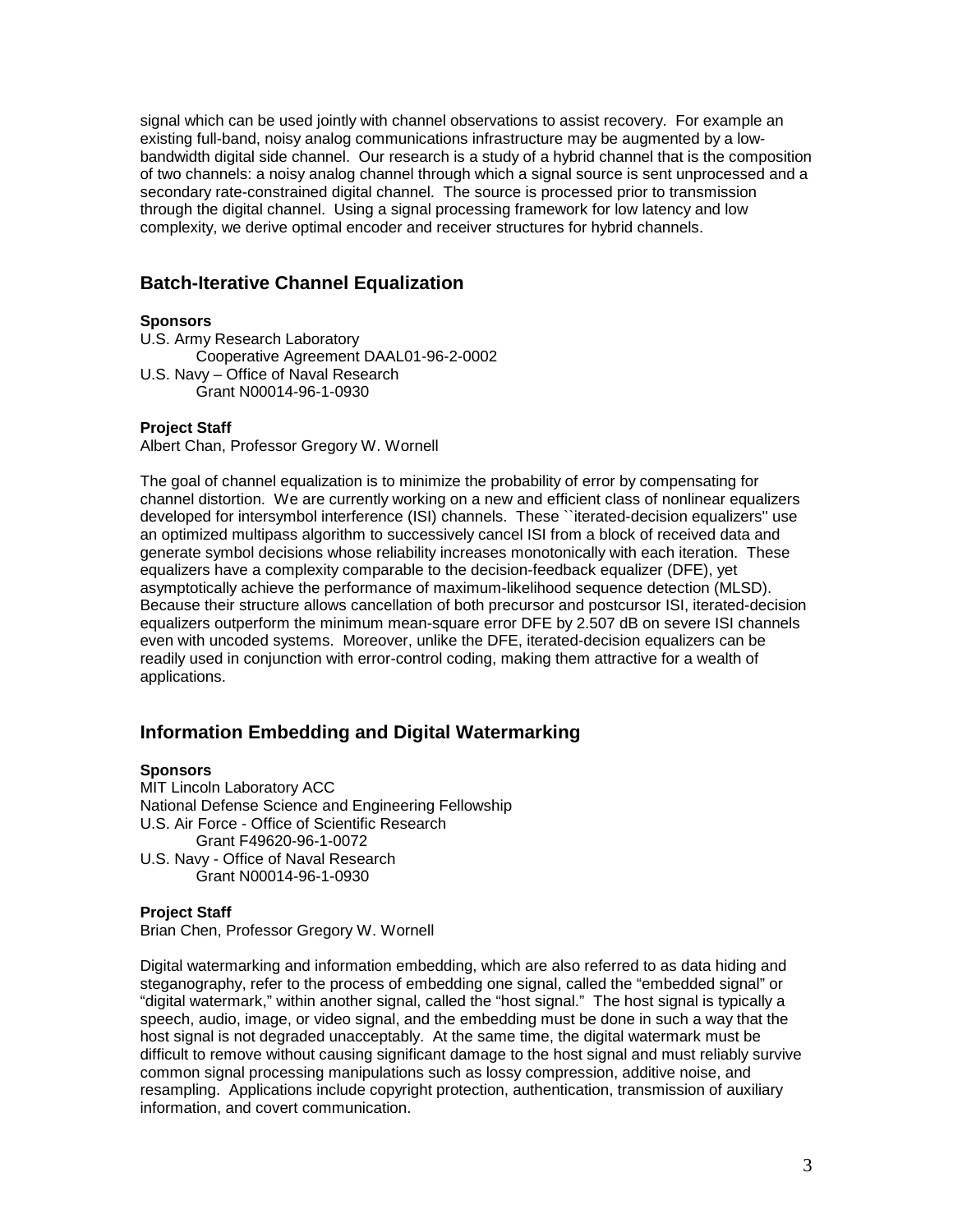signal which can be used jointly with channel observations to assist recovery. For example an existing full-band, noisy analog communications infrastructure may be augmented by a low-bandwidth digital side channel. Our research is a study of a hybrid channel that is the composition of two channels: a noisy analog channel through which a signal source is sent unprocessed and a secondary rate-constrained digital channel. The source is processed prior to transmission through the digital channel. Using a signal processing framework for low latency and low complexity, we derive optimal encoder and receiver structures for hybrid channels.

## Batch-Iterative Channel Equalization

**Sponsors**

U.S. Army Research Laboratory
  Cooperative Agreement DAAL01-96-2-0002
U.S. Navy – Office of Naval Research
  Grant N00014-96-1-0930

**Project Staff**

Albert Chan, Professor Gregory W. Wornell

The goal of channel equalization is to minimize the probability of error by compensating for channel distortion. We are currently working on a new and efficient class of nonlinear equalizers developed for intersymbol interference (ISI) channels. These ``iterated-decision equalizers'' use an optimized multipass algorithm to successively cancel ISI from a block of received data and generate symbol decisions whose reliability increases monotonically with each iteration. These equalizers have a complexity comparable to the decision-feedback equalizer (DFE), yet asymptotically achieve the performance of maximum-likelihood sequence detection (MLSD). Because their structure allows cancellation of both precursor and postcursor ISI, iterated-decision equalizers outperform the minimum mean-square error DFE by 2.507 dB on severe ISI channels even with uncoded systems. Moreover, unlike the DFE, iterated-decision equalizers can be readily used in conjunction with error-control coding, making them attractive for a wealth of applications.

## Information Embedding and Digital Watermarking

**Sponsors**

MIT Lincoln Laboratory ACC
National Defense Science and Engineering Fellowship
U.S. Air Force - Office of Scientific Research
  Grant F49620-96-1-0072
U.S. Navy - Office of Naval Research
  Grant N00014-96-1-0930

**Project Staff**

Brian Chen, Professor Gregory W. Wornell

Digital watermarking and information embedding, which are also referred to as data hiding and steganography, refer to the process of embedding one signal, called the "embedded signal" or "digital watermark," within another signal, called the "host signal." The host signal is typically a speech, audio, image, or video signal, and the embedding must be done in such a way that the host signal is not degraded unacceptably. At the same time, the digital watermark must be difficult to remove without causing significant damage to the host signal and must reliably survive common signal processing manipulations such as lossy compression, additive noise, and resampling. Applications include copyright protection, authentication, transmission of auxiliary information, and covert communication.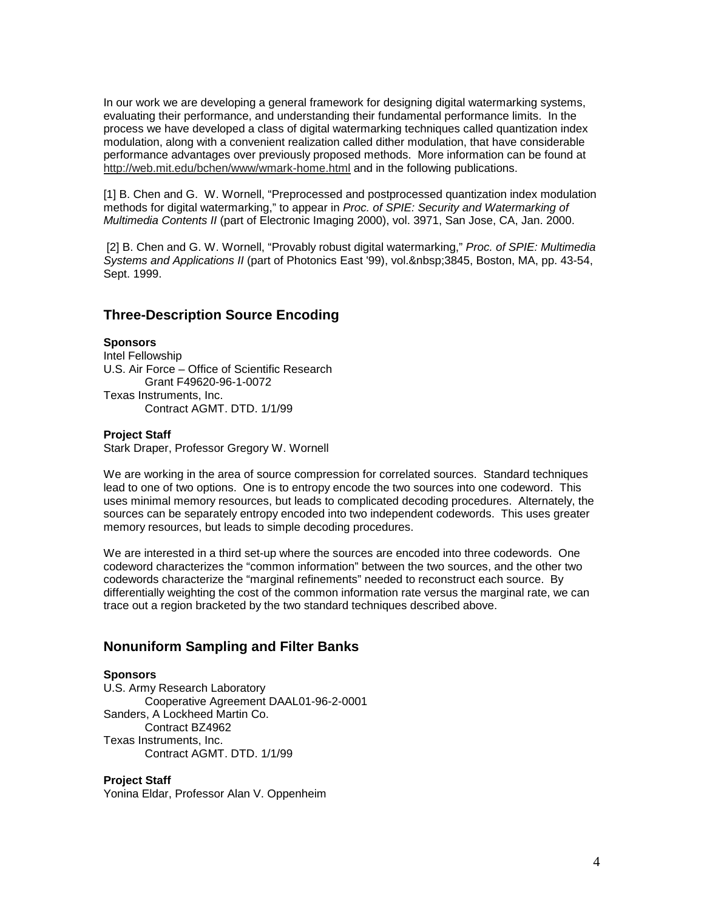In our work we are developing a general framework for designing digital watermarking systems, evaluating their performance, and understanding their fundamental performance limits. In the process we have developed a class of digital watermarking techniques called quantization index modulation, along with a convenient realization called dither modulation, that have considerable performance advantages over previously proposed methods. More information can be found at http://web.mit.edu/bchen/www/wmark-home.html and in the following publications.

[1] B. Chen and G. W. Wornell, "Preprocessed and postprocessed quantization index modulation methods for digital watermarking," to appear in *Proc. of SPIE: Security and Watermarking of Multimedia Contents II* (part of Electronic Imaging 2000), vol. 3971, San Jose, CA, Jan. 2000.

[2] B. Chen and G. W. Wornell, "Provably robust digital watermarking," *Proc. of SPIE: Multimedia Systems and Applications II* (part of Photonics East '99), vol.&nbsp;3845, Boston, MA, pp. 43-54, Sept. 1999.

## Three-Description Source Encoding

**Sponsors**

Intel Fellowship
U.S. Air Force – Office of Scientific Research
    Grant F49620-96-1-0072
Texas Instruments, Inc.
    Contract AGMT. DTD. 1/1/99

**Project Staff**

Stark Draper, Professor Gregory W. Wornell

We are working in the area of source compression for correlated sources. Standard techniques lead to one of two options. One is to entropy encode the two sources into one codeword. This uses minimal memory resources, but leads to complicated decoding procedures. Alternately, the sources can be separately entropy encoded into two independent codewords. This uses greater memory resources, but leads to simple decoding procedures.

We are interested in a third set-up where the sources are encoded into three codewords. One codeword characterizes the "common information" between the two sources, and the other two codewords characterize the "marginal refinements" needed to reconstruct each source. By differentially weighting the cost of the common information rate versus the marginal rate, we can trace out a region bracketed by the two standard techniques described above.

## Nonuniform Sampling and Filter Banks

**Sponsors**

U.S. Army Research Laboratory
    Cooperative Agreement DAAL01-96-2-0001
Sanders, A Lockheed Martin Co.
    Contract BZ4962
Texas Instruments, Inc.
    Contract AGMT. DTD. 1/1/99

**Project Staff**

Yonina Eldar, Professor Alan V. Oppenheim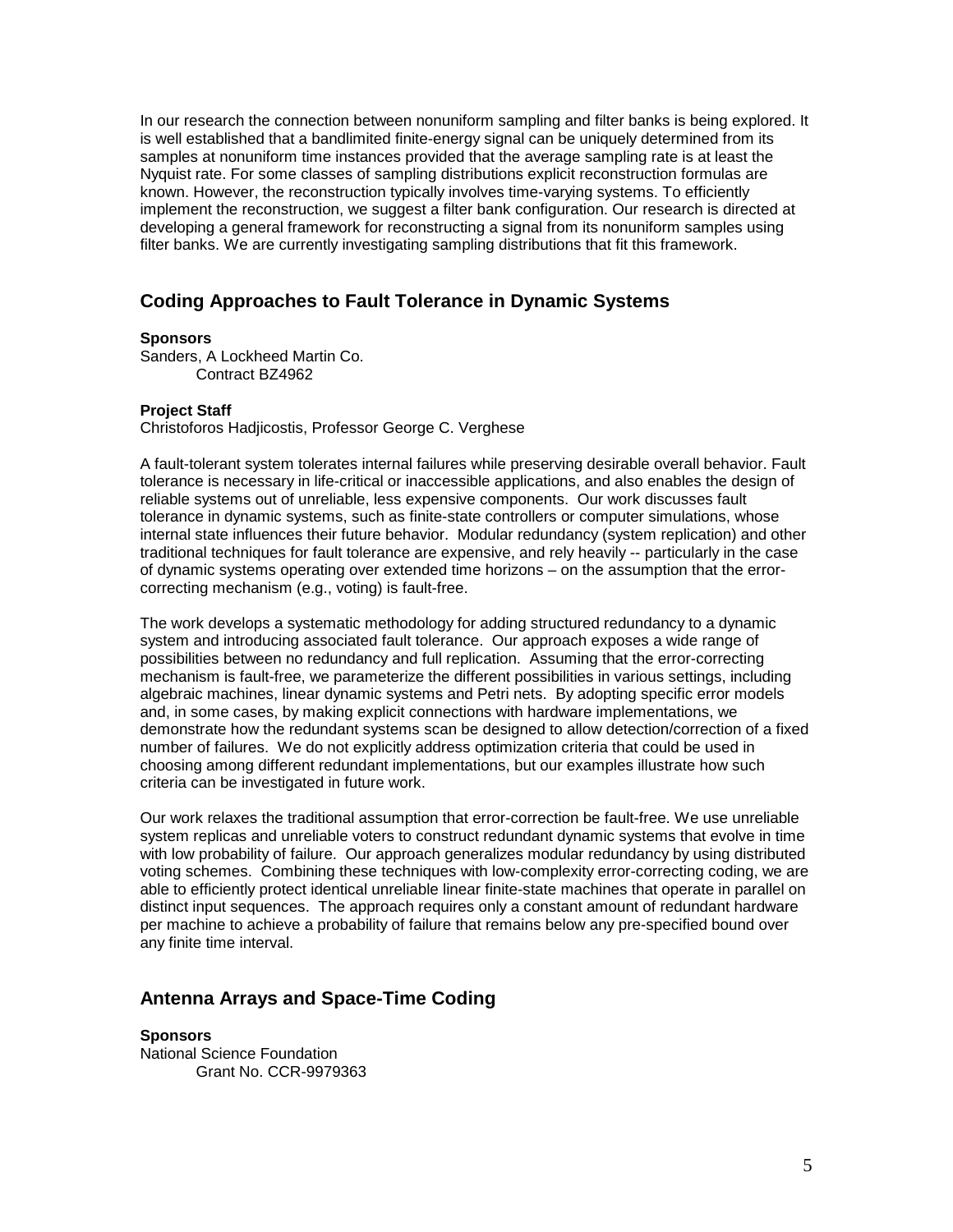In our research the connection between nonuniform sampling and filter banks is being explored. It is well established that a bandlimited finite-energy signal can be uniquely determined from its samples at nonuniform time instances provided that the average sampling rate is at least the Nyquist rate. For some classes of sampling distributions explicit reconstruction formulas are known. However, the reconstruction typically involves time-varying systems. To efficiently implement the reconstruction, we suggest a filter bank configuration. Our research is directed at developing a general framework for reconstructing a signal from its nonuniform samples using filter banks. We are currently investigating sampling distributions that fit this framework.

## Coding Approaches to Fault Tolerance in Dynamic Systems

**Sponsors**

Sanders, A Lockheed Martin Co.
Contract BZ4962

**Project Staff**

Christoforos Hadjicostis, Professor George C. Verghese

A fault-tolerant system tolerates internal failures while preserving desirable overall behavior. Fault tolerance is necessary in life-critical or inaccessible applications, and also enables the design of reliable systems out of unreliable, less expensive components. Our work discusses fault tolerance in dynamic systems, such as finite-state controllers or computer simulations, whose internal state influences their future behavior. Modular redundancy (system replication) and other traditional techniques for fault tolerance are expensive, and rely heavily -- particularly in the case of dynamic systems operating over extended time horizons – on the assumption that the error-correcting mechanism (e.g., voting) is fault-free.

The work develops a systematic methodology for adding structured redundancy to a dynamic system and introducing associated fault tolerance. Our approach exposes a wide range of possibilities between no redundancy and full replication. Assuming that the error-correcting mechanism is fault-free, we parameterize the different possibilities in various settings, including algebraic machines, linear dynamic systems and Petri nets. By adopting specific error models and, in some cases, by making explicit connections with hardware implementations, we demonstrate how the redundant systems scan be designed to allow detection/correction of a fixed number of failures. We do not explicitly address optimization criteria that could be used in choosing among different redundant implementations, but our examples illustrate how such criteria can be investigated in future work.

Our work relaxes the traditional assumption that error-correction be fault-free. We use unreliable system replicas and unreliable voters to construct redundant dynamic systems that evolve in time with low probability of failure. Our approach generalizes modular redundancy by using distributed voting schemes. Combining these techniques with low-complexity error-correcting coding, we are able to efficiently protect identical unreliable linear finite-state machines that operate in parallel on distinct input sequences. The approach requires only a constant amount of redundant hardware per machine to achieve a probability of failure that remains below any pre-specified bound over any finite time interval.

## Antenna Arrays and Space-Time Coding

**Sponsors**

National Science Foundation
Grant No. CCR-9979363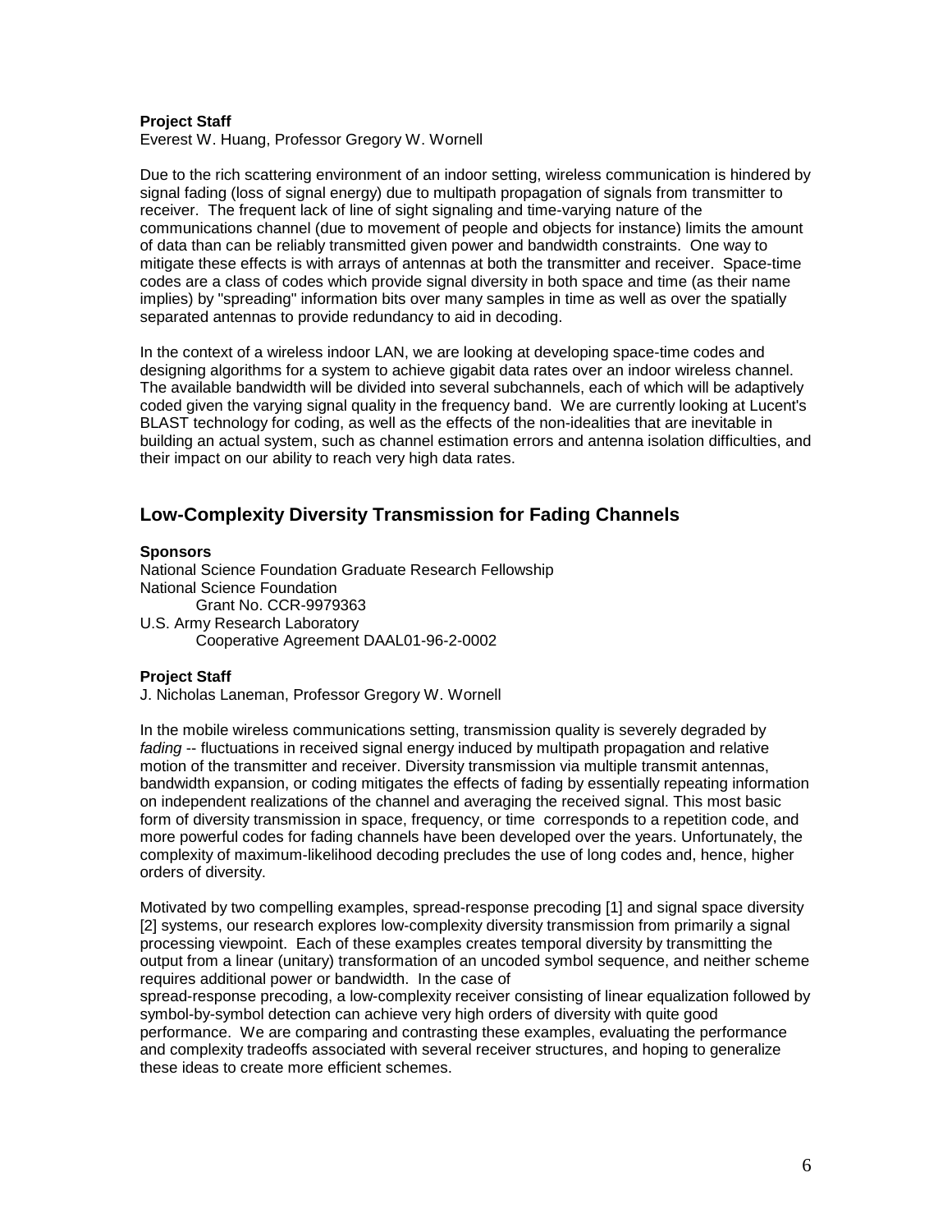**Project Staff**

Everest W. Huang, Professor Gregory W. Wornell

Due to the rich scattering environment of an indoor setting, wireless communication is hindered by signal fading (loss of signal energy) due to multipath propagation of signals from transmitter to receiver. The frequent lack of line of sight signaling and time-varying nature of the communications channel (due to movement of people and objects for instance) limits the amount of data than can be reliably transmitted given power and bandwidth constraints. One way to mitigate these effects is with arrays of antennas at both the transmitter and receiver. Space-time codes are a class of codes which provide signal diversity in both space and time (as their name implies) by "spreading" information bits over many samples in time as well as over the spatially separated antennas to provide redundancy to aid in decoding.

In the context of a wireless indoor LAN, we are looking at developing space-time codes and designing algorithms for a system to achieve gigabit data rates over an indoor wireless channel. The available bandwidth will be divided into several subchannels, each of which will be adaptively coded given the varying signal quality in the frequency band. We are currently looking at Lucent's BLAST technology for coding, as well as the effects of the non-idealities that are inevitable in building an actual system, such as channel estimation errors and antenna isolation difficulties, and their impact on our ability to reach very high data rates.

## Low-Complexity Diversity Transmission for Fading Channels

**Sponsors**

National Science Foundation Graduate Research Fellowship
National Science Foundation
  Grant No. CCR-9979363
U.S. Army Research Laboratory
  Cooperative Agreement DAAL01-96-2-0002

**Project Staff**

J. Nicholas Laneman, Professor Gregory W. Wornell

In the mobile wireless communications setting, transmission quality is severely degraded by *fading* -- fluctuations in received signal energy induced by multipath propagation and relative motion of the transmitter and receiver. Diversity transmission via multiple transmit antennas, bandwidth expansion, or coding mitigates the effects of fading by essentially repeating information on independent realizations of the channel and averaging the received signal. This most basic form of diversity transmission in space, frequency, or time corresponds to a repetition code, and more powerful codes for fading channels have been developed over the years. Unfortunately, the complexity of maximum-likelihood decoding precludes the use of long codes and, hence, higher orders of diversity.

Motivated by two compelling examples, spread-response precoding [1] and signal space diversity [2] systems, our research explores low-complexity diversity transmission from primarily a signal processing viewpoint. Each of these examples creates temporal diversity by transmitting the output from a linear (unitary) transformation of an uncoded symbol sequence, and neither scheme requires additional power or bandwidth. In the case of spread-response precoding, a low-complexity receiver consisting of linear equalization followed by symbol-by-symbol detection can achieve very high orders of diversity with quite good performance. We are comparing and contrasting these examples, evaluating the performance and complexity tradeoffs associated with several receiver structures, and hoping to generalize these ideas to create more efficient schemes.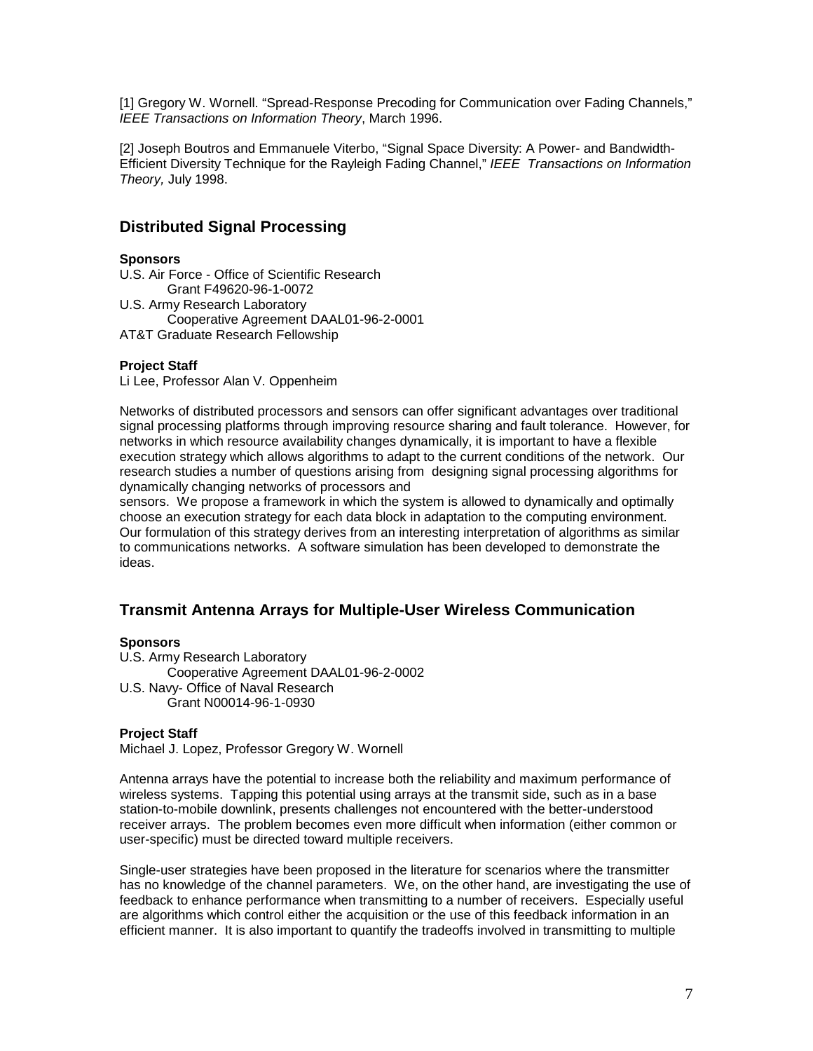[1] Gregory W. Wornell. "Spread-Response Precoding for Communication over Fading Channels," *IEEE Transactions on Information Theory*, March 1996.

[2] Joseph Boutros and Emmanuele Viterbo, "Signal Space Diversity: A Power- and Bandwidth-Efficient Diversity Technique for the Rayleigh Fading Channel," *IEEE Transactions on Information Theory,* July 1998.

## Distributed Signal Processing

**Sponsors**

U.S. Air Force - Office of Scientific Research
 Grant F49620-96-1-0072
U.S. Army Research Laboratory
 Cooperative Agreement DAAL01-96-2-0001
AT&T Graduate Research Fellowship

**Project Staff**

Li Lee, Professor Alan V. Oppenheim

Networks of distributed processors and sensors can offer significant advantages over traditional signal processing platforms through improving resource sharing and fault tolerance. However, for networks in which resource availability changes dynamically, it is important to have a flexible execution strategy which allows algorithms to adapt to the current conditions of the network. Our research studies a number of questions arising from designing signal processing algorithms for dynamically changing networks of processors and sensors. We propose a framework in which the system is allowed to dynamically and optimally choose an execution strategy for each data block in adaptation to the computing environment. Our formulation of this strategy derives from an interesting interpretation of algorithms as similar to communications networks. A software simulation has been developed to demonstrate the ideas.

## Transmit Antenna Arrays for Multiple-User Wireless Communication

**Sponsors**

U.S. Army Research Laboratory
 Cooperative Agreement DAAL01-96-2-0002
U.S. Navy- Office of Naval Research
 Grant N00014-96-1-0930

**Project Staff**

Michael J. Lopez, Professor Gregory W. Wornell

Antenna arrays have the potential to increase both the reliability and maximum performance of wireless systems. Tapping this potential using arrays at the transmit side, such as in a base station-to-mobile downlink, presents challenges not encountered with the better-understood receiver arrays. The problem becomes even more difficult when information (either common or user-specific) must be directed toward multiple receivers.

Single-user strategies have been proposed in the literature for scenarios where the transmitter has no knowledge of the channel parameters. We, on the other hand, are investigating the use of feedback to enhance performance when transmitting to a number of receivers. Especially useful are algorithms which control either the acquisition or the use of this feedback information in an efficient manner. It is also important to quantify the tradeoffs involved in transmitting to multiple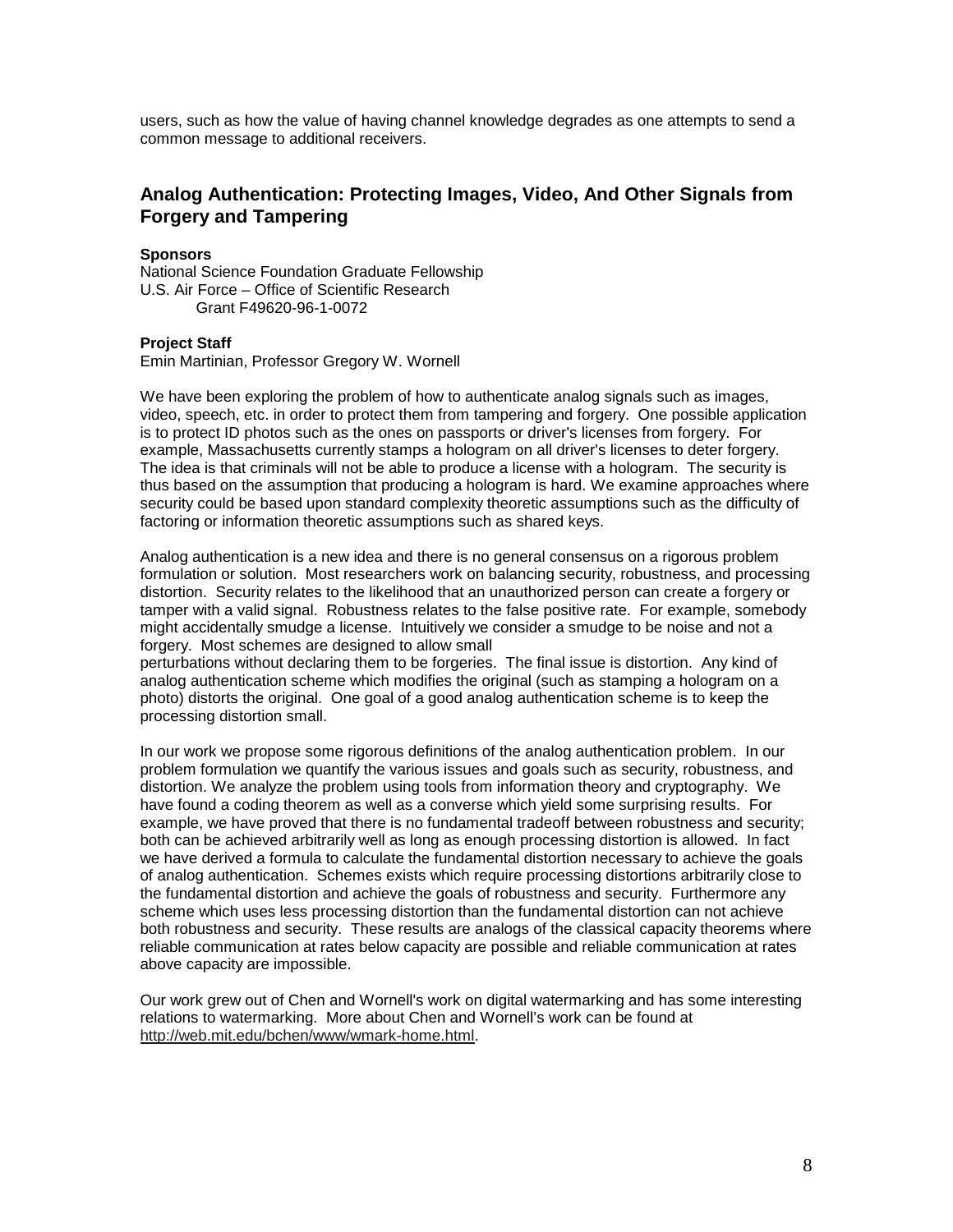users, such as how the value of having channel knowledge degrades as one attempts to send a common message to additional receivers.

## Analog Authentication: Protecting Images, Video, And Other Signals from Forgery and Tampering

**Sponsors**

National Science Foundation Graduate Fellowship
U.S. Air Force – Office of Scientific Research
Grant F49620-96-1-0072

**Project Staff**

Emin Martinian, Professor Gregory W. Wornell

We have been exploring the problem of how to authenticate analog signals such as images, video, speech, etc. in order to protect them from tampering and forgery. One possible application is to protect ID photos such as the ones on passports or driver's licenses from forgery. For example, Massachusetts currently stamps a hologram on all driver's licenses to deter forgery. The idea is that criminals will not be able to produce a license with a hologram. The security is thus based on the assumption that producing a hologram is hard. We examine approaches where security could be based upon standard complexity theoretic assumptions such as the difficulty of factoring or information theoretic assumptions such as shared keys.

Analog authentication is a new idea and there is no general consensus on a rigorous problem formulation or solution. Most researchers work on balancing security, robustness, and processing distortion. Security relates to the likelihood that an unauthorized person can create a forgery or tamper with a valid signal. Robustness relates to the false positive rate. For example, somebody might accidentally smudge a license. Intuitively we consider a smudge to be noise and not a forgery. Most schemes are designed to allow small perturbations without declaring them to be forgeries. The final issue is distortion. Any kind of analog authentication scheme which modifies the original (such as stamping a hologram on a photo) distorts the original. One goal of a good analog authentication scheme is to keep the processing distortion small.

In our work we propose some rigorous definitions of the analog authentication problem. In our problem formulation we quantify the various issues and goals such as security, robustness, and distortion. We analyze the problem using tools from information theory and cryptography. We have found a coding theorem as well as a converse which yield some surprising results. For example, we have proved that there is no fundamental tradeoff between robustness and security; both can be achieved arbitrarily well as long as enough processing distortion is allowed. In fact we have derived a formula to calculate the fundamental distortion necessary to achieve the goals of analog authentication. Schemes exists which require processing distortions arbitrarily close to the fundamental distortion and achieve the goals of robustness and security. Furthermore any scheme which uses less processing distortion than the fundamental distortion can not achieve both robustness and security. These results are analogs of the classical capacity theorems where reliable communication at rates below capacity are possible and reliable communication at rates above capacity are impossible.

Our work grew out of Chen and Wornell's work on digital watermarking and has some interesting relations to watermarking. More about Chen and Wornell's work can be found at http://web.mit.edu/bchen/www/wmark-home.html.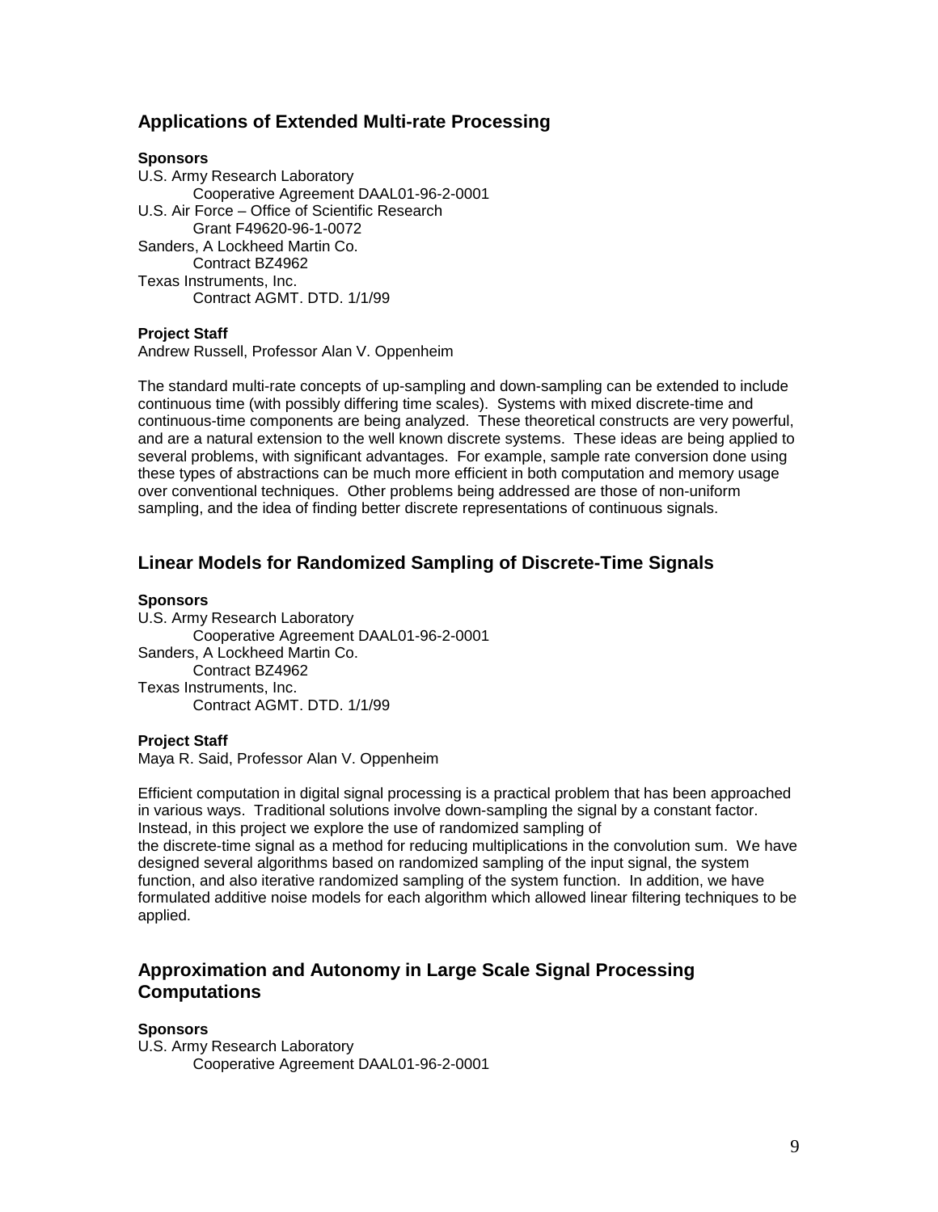## Applications of Extended Multi-rate Processing

**Sponsors**

U.S. Army Research Laboratory
  Cooperative Agreement DAAL01-96-2-0001
U.S. Air Force – Office of Scientific Research
  Grant F49620-96-1-0072
Sanders, A Lockheed Martin Co.
  Contract BZ4962
Texas Instruments, Inc.
  Contract AGMT. DTD. 1/1/99

**Project Staff**

Andrew Russell, Professor Alan V. Oppenheim

The standard multi-rate concepts of up-sampling and down-sampling can be extended to include continuous time (with possibly differing time scales). Systems with mixed discrete-time and continuous-time components are being analyzed. These theoretical constructs are very powerful, and are a natural extension to the well known discrete systems. These ideas are being applied to several problems, with significant advantages. For example, sample rate conversion done using these types of abstractions can be much more efficient in both computation and memory usage over conventional techniques. Other problems being addressed are those of non-uniform sampling, and the idea of finding better discrete representations of continuous signals.

## Linear Models for Randomized Sampling of Discrete-Time Signals

**Sponsors**

U.S. Army Research Laboratory
  Cooperative Agreement DAAL01-96-2-0001
Sanders, A Lockheed Martin Co.
  Contract BZ4962
Texas Instruments, Inc.
  Contract AGMT. DTD. 1/1/99

**Project Staff**

Maya R. Said, Professor Alan V. Oppenheim

Efficient computation in digital signal processing is a practical problem that has been approached in various ways. Traditional solutions involve down-sampling the signal by a constant factor. Instead, in this project we explore the use of randomized sampling of the discrete-time signal as a method for reducing multiplications in the convolution sum. We have designed several algorithms based on randomized sampling of the input signal, the system function, and also iterative randomized sampling of the system function. In addition, we have formulated additive noise models for each algorithm which allowed linear filtering techniques to be applied.

## Approximation and Autonomy in Large Scale Signal Processing Computations

**Sponsors**

U.S. Army Research Laboratory
  Cooperative Agreement DAAL01-96-2-0001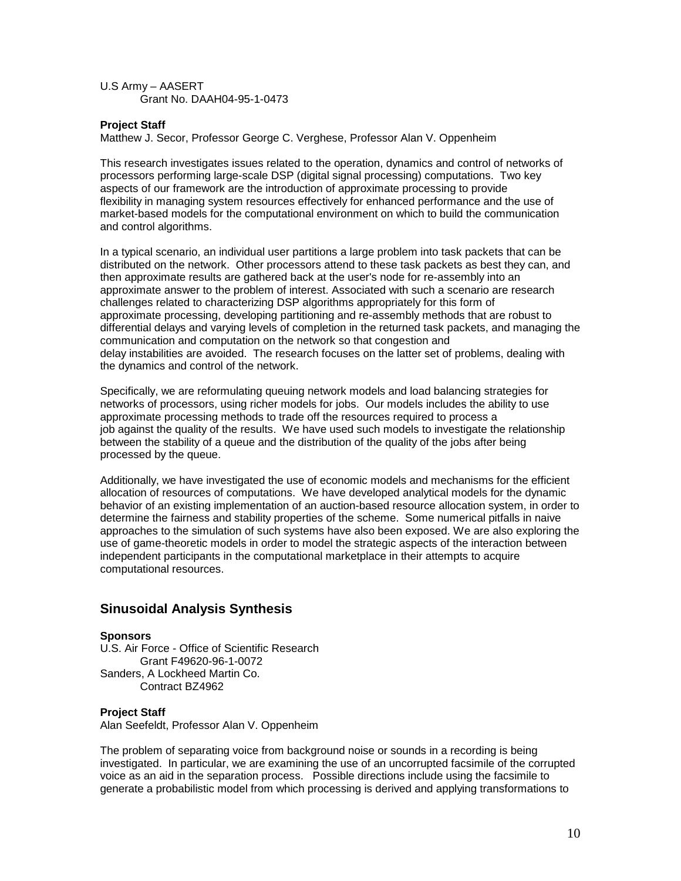U.S Army – AASERT

Grant No. DAAH04-95-1-0473

**Project Staff**

Matthew J. Secor, Professor George C. Verghese, Professor Alan V. Oppenheim

This research investigates issues related to the operation, dynamics and control of networks of processors performing large-scale DSP (digital signal processing) computations. Two key aspects of our framework are the introduction of approximate processing to provide flexibility in managing system resources effectively for enhanced performance and the use of market-based models for the computational environment on which to build the communication and control algorithms.

In a typical scenario, an individual user partitions a large problem into task packets that can be distributed on the network. Other processors attend to these task packets as best they can, and then approximate results are gathered back at the user's node for re-assembly into an approximate answer to the problem of interest. Associated with such a scenario are research challenges related to characterizing DSP algorithms appropriately for this form of approximate processing, developing partitioning and re-assembly methods that are robust to differential delays and varying levels of completion in the returned task packets, and managing the communication and computation on the network so that congestion and delay instabilities are avoided. The research focuses on the latter set of problems, dealing with the dynamics and control of the network.

Specifically, we are reformulating queuing network models and load balancing strategies for networks of processors, using richer models for jobs. Our models includes the ability to use approximate processing methods to trade off the resources required to process a job against the quality of the results. We have used such models to investigate the relationship between the stability of a queue and the distribution of the quality of the jobs after being processed by the queue.

Additionally, we have investigated the use of economic models and mechanisms for the efficient allocation of resources of computations. We have developed analytical models for the dynamic behavior of an existing implementation of an auction-based resource allocation system, in order to determine the fairness and stability properties of the scheme. Some numerical pitfalls in naive approaches to the simulation of such systems have also been exposed. We are also exploring the use of game-theoretic models in order to model the strategic aspects of the interaction between independent participants in the computational marketplace in their attempts to acquire computational resources.

## Sinusoidal Analysis Synthesis

**Sponsors**

U.S. Air Force - Office of Scientific Research

Grant F49620-96-1-0072

Sanders, A Lockheed Martin Co.

Contract BZ4962

**Project Staff**

Alan Seefeldt, Professor Alan V. Oppenheim

The problem of separating voice from background noise or sounds in a recording is being investigated. In particular, we are examining the use of an uncorrupted facsimile of the corrupted voice as an aid in the separation process. Possible directions include using the facsimile to generate a probabilistic model from which processing is derived and applying transformations to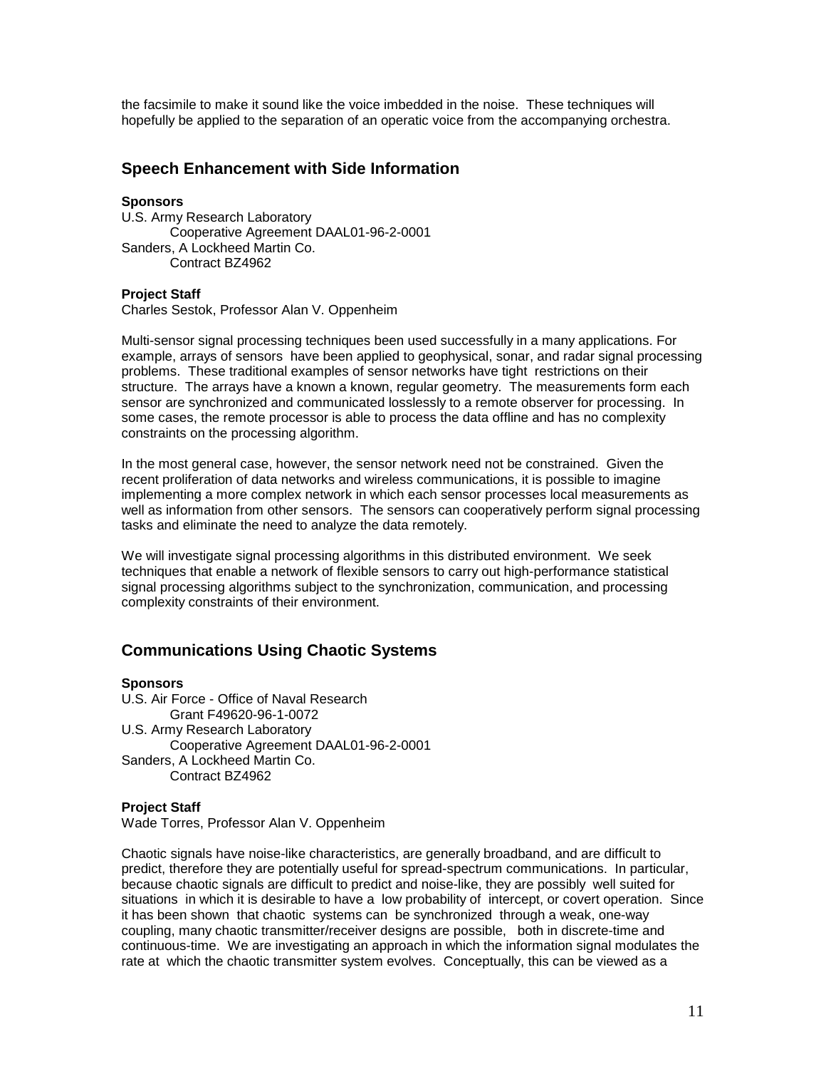the facsimile to make it sound like the voice imbedded in the noise. These techniques will hopefully be applied to the separation of an operatic voice from the accompanying orchestra.

## Speech Enhancement with Side Information

**Sponsors**

U.S. Army Research Laboratory
    Cooperative Agreement DAAL01-96-2-0001
Sanders, A Lockheed Martin Co.
    Contract BZ4962

**Project Staff**

Charles Sestok, Professor Alan V. Oppenheim

Multi-sensor signal processing techniques been used successfully in a many applications. For example, arrays of sensors have been applied to geophysical, sonar, and radar signal processing problems. These traditional examples of sensor networks have tight restrictions on their structure. The arrays have a known a known, regular geometry. The measurements form each sensor are synchronized and communicated losslessly to a remote observer for processing. In some cases, the remote processor is able to process the data offline and has no complexity constraints on the processing algorithm.

In the most general case, however, the sensor network need not be constrained. Given the recent proliferation of data networks and wireless communications, it is possible to imagine implementing a more complex network in which each sensor processes local measurements as well as information from other sensors. The sensors can cooperatively perform signal processing tasks and eliminate the need to analyze the data remotely.

We will investigate signal processing algorithms in this distributed environment. We seek techniques that enable a network of flexible sensors to carry out high-performance statistical signal processing algorithms subject to the synchronization, communication, and processing complexity constraints of their environment.

## Communications Using Chaotic Systems

**Sponsors**

U.S. Air Force - Office of Naval Research
    Grant F49620-96-1-0072
U.S. Army Research Laboratory
    Cooperative Agreement DAAL01-96-2-0001
Sanders, A Lockheed Martin Co.
    Contract BZ4962

**Project Staff**

Wade Torres, Professor Alan V. Oppenheim

Chaotic signals have noise-like characteristics, are generally broadband, and are difficult to predict, therefore they are potentially useful for spread-spectrum communications. In particular, because chaotic signals are difficult to predict and noise-like, they are possibly well suited for situations in which it is desirable to have a low probability of intercept, or covert operation. Since it has been shown that chaotic systems can be synchronized through a weak, one-way coupling, many chaotic transmitter/receiver designs are possible, both in discrete-time and continuous-time. We are investigating an approach in which the information signal modulates the rate at which the chaotic transmitter system evolves. Conceptually, this can be viewed as a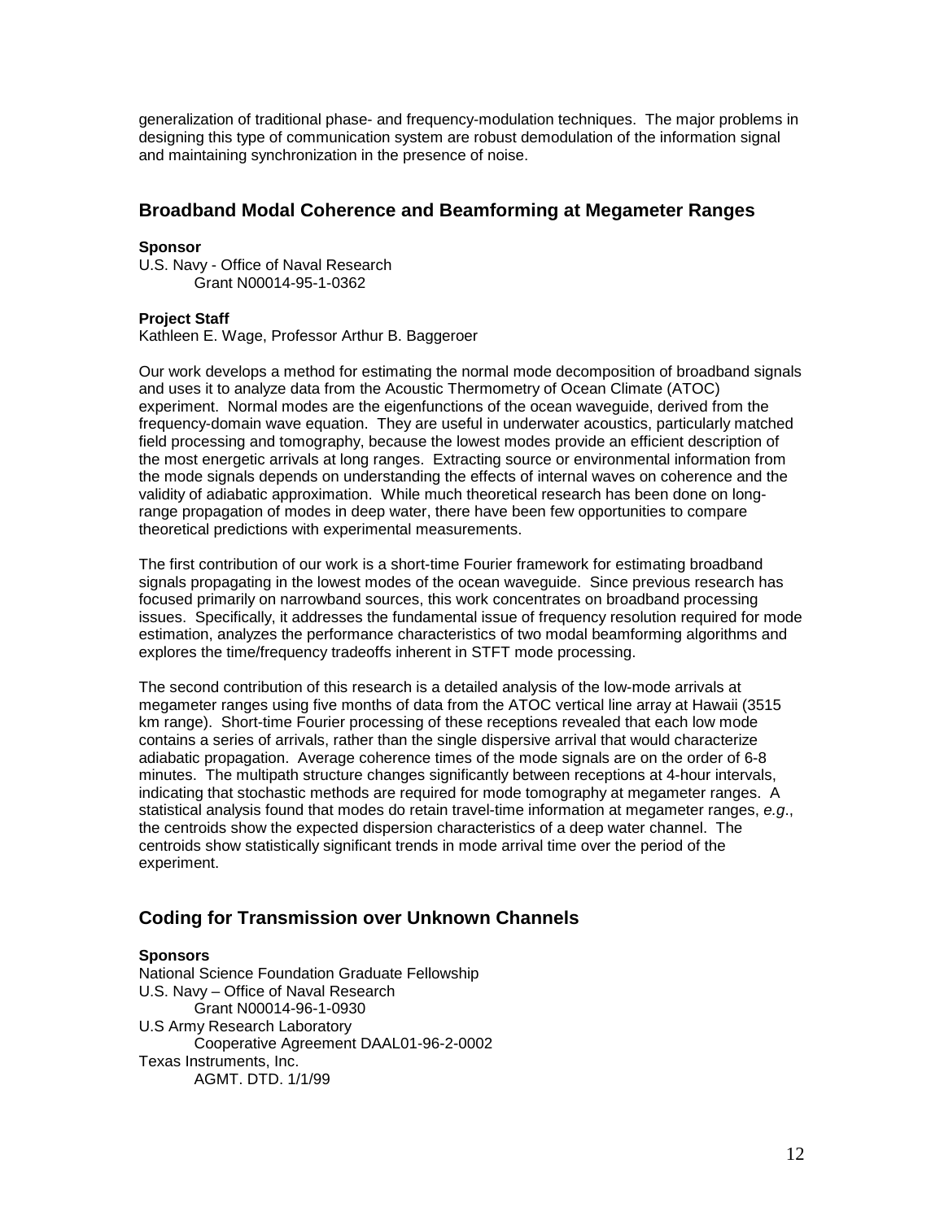generalization of traditional phase- and frequency-modulation techniques. The major problems in designing this type of communication system are robust demodulation of the information signal and maintaining synchronization in the presence of noise.

## Broadband Modal Coherence and Beamforming at Megameter Ranges

**Sponsor**

U.S. Navy - Office of Naval Research
    Grant N00014-95-1-0362

**Project Staff**

Kathleen E. Wage, Professor Arthur B. Baggeroer

Our work develops a method for estimating the normal mode decomposition of broadband signals and uses it to analyze data from the Acoustic Thermometry of Ocean Climate (ATOC) experiment. Normal modes are the eigenfunctions of the ocean waveguide, derived from the frequency-domain wave equation. They are useful in underwater acoustics, particularly matched field processing and tomography, because the lowest modes provide an efficient description of the most energetic arrivals at long ranges. Extracting source or environmental information from the mode signals depends on understanding the effects of internal waves on coherence and the validity of adiabatic approximation. While much theoretical research has been done on long-range propagation of modes in deep water, there have been few opportunities to compare theoretical predictions with experimental measurements.

The first contribution of our work is a short-time Fourier framework for estimating broadband signals propagating in the lowest modes of the ocean waveguide. Since previous research has focused primarily on narrowband sources, this work concentrates on broadband processing issues. Specifically, it addresses the fundamental issue of frequency resolution required for mode estimation, analyzes the performance characteristics of two modal beamforming algorithms and explores the time/frequency tradeoffs inherent in STFT mode processing.

The second contribution of this research is a detailed analysis of the low-mode arrivals at megameter ranges using five months of data from the ATOC vertical line array at Hawaii (3515 km range). Short-time Fourier processing of these receptions revealed that each low mode contains a series of arrivals, rather than the single dispersive arrival that would characterize adiabatic propagation. Average coherence times of the mode signals are on the order of 6-8 minutes. The multipath structure changes significantly between receptions at 4-hour intervals, indicating that stochastic methods are required for mode tomography at megameter ranges. A statistical analysis found that modes do retain travel-time information at megameter ranges, *e.g*., the centroids show the expected dispersion characteristics of a deep water channel. The centroids show statistically significant trends in mode arrival time over the period of the experiment.

## Coding for Transmission over Unknown Channels

**Sponsors**

National Science Foundation Graduate Fellowship
U.S. Navy – Office of Naval Research
    Grant N00014-96-1-0930
U.S Army Research Laboratory
    Cooperative Agreement DAAL01-96-2-0002
Texas Instruments, Inc.
    AGMT. DTD. 1/1/99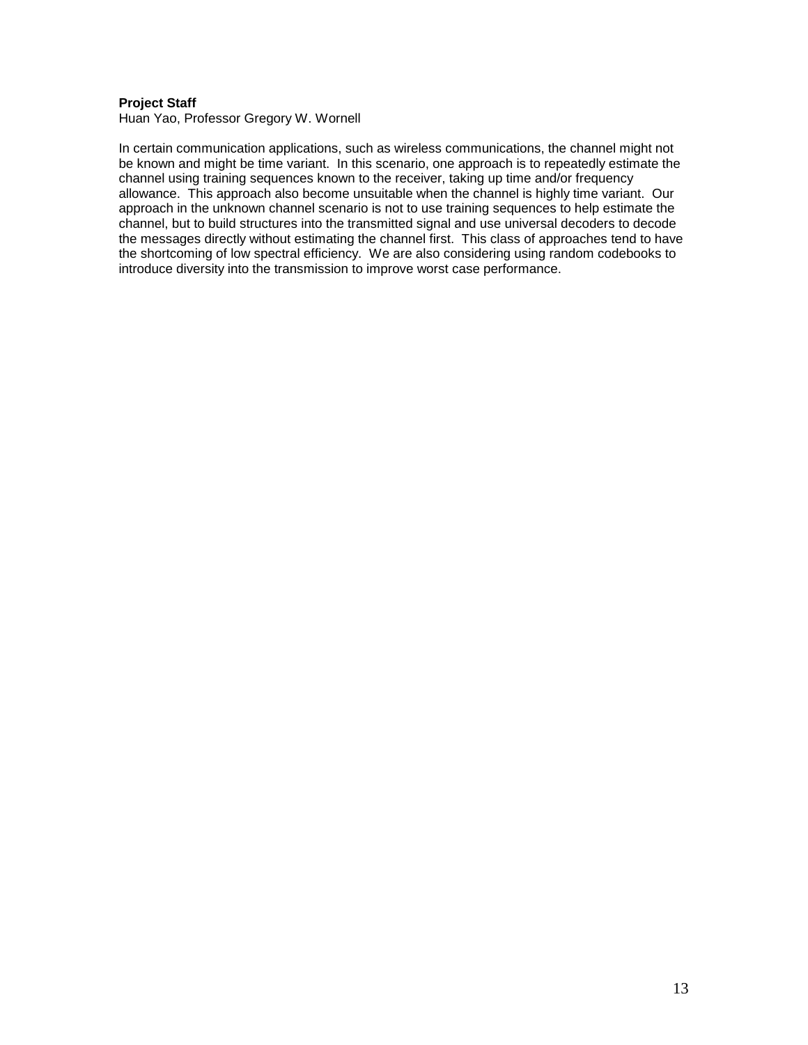**Project Staff**

Huan Yao, Professor Gregory W. Wornell

In certain communication applications, such as wireless communications, the channel might not be known and might be time variant. In this scenario, one approach is to repeatedly estimate the channel using training sequences known to the receiver, taking up time and/or frequency allowance. This approach also become unsuitable when the channel is highly time variant. Our approach in the unknown channel scenario is not to use training sequences to help estimate the channel, but to build structures into the transmitted signal and use universal decoders to decode the messages directly without estimating the channel first. This class of approaches tend to have the shortcoming of low spectral efficiency. We are also considering using random codebooks to introduce diversity into the transmission to improve worst case performance.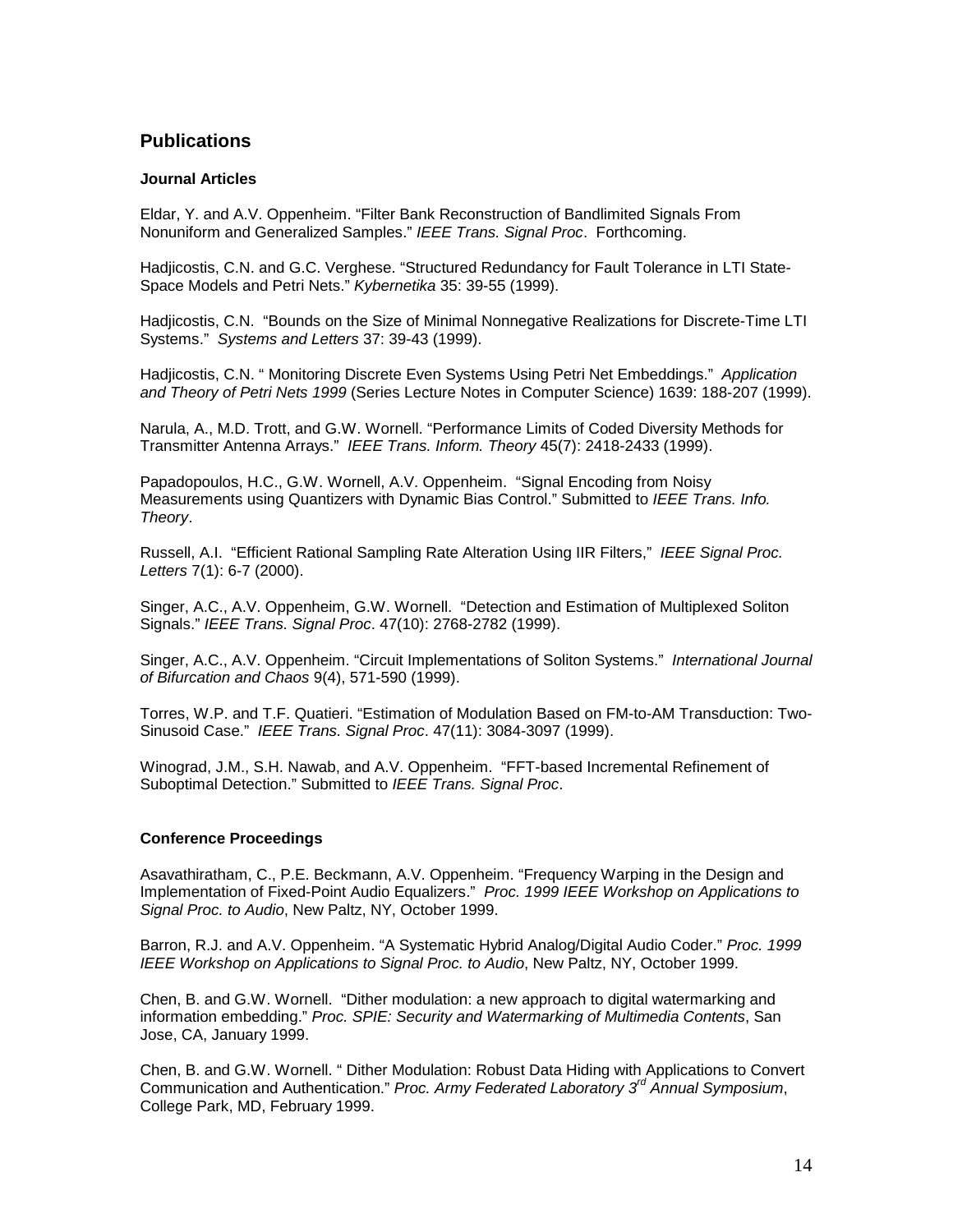## Publications

### Journal Articles

Eldar, Y. and A.V. Oppenheim. “Filter Bank Reconstruction of Bandlimited Signals From Nonuniform and Generalized Samples.” *IEEE Trans. Signal Proc*. Forthcoming.

Hadjicostis, C.N. and G.C. Verghese. “Structured Redundancy for Fault Tolerance in LTI State-Space Models and Petri Nets.” *Kybernetika* 35: 39-55 (1999).

Hadjicostis, C.N. “Bounds on the Size of Minimal Nonnegative Realizations for Discrete-Time LTI Systems.” *Systems and Letters* 37: 39-43 (1999).

Hadjicostis, C.N. “ Monitoring Discrete Even Systems Using Petri Net Embeddings.” *Application and Theory of Petri Nets 1999* (Series Lecture Notes in Computer Science) 1639: 188-207 (1999).

Narula, A., M.D. Trott, and G.W. Wornell. “Performance Limits of Coded Diversity Methods for Transmitter Antenna Arrays.” *IEEE Trans. Inform. Theory* 45(7): 2418-2433 (1999).

Papadopoulos, H.C., G.W. Wornell, A.V. Oppenheim. “Signal Encoding from Noisy Measurements using Quantizers with Dynamic Bias Control.” Submitted to *IEEE Trans. Info. Theory*.

Russell, A.I. “Efficient Rational Sampling Rate Alteration Using IIR Filters,” *IEEE Signal Proc. Letters* 7(1): 6-7 (2000).

Singer, A.C., A.V. Oppenheim, G.W. Wornell. “Detection and Estimation of Multiplexed Soliton Signals.” *IEEE Trans. Signal Proc*. 47(10): 2768-2782 (1999).

Singer, A.C., A.V. Oppenheim. “Circuit Implementations of Soliton Systems.” *International Journal of Bifurcation and Chaos* 9(4), 571-590 (1999).

Torres, W.P. and T.F. Quatieri. “Estimation of Modulation Based on FM-to-AM Transduction: Two-Sinusoid Case.” *IEEE Trans. Signal Proc*. 47(11): 3084-3097 (1999).

Winograd, J.M., S.H. Nawab, and A.V. Oppenheim. “FFT-based Incremental Refinement of Suboptimal Detection.” Submitted to *IEEE Trans. Signal Proc*.

### Conference Proceedings

Asavathiratham, C., P.E. Beckmann, A.V. Oppenheim. “Frequency Warping in the Design and Implementation of Fixed-Point Audio Equalizers.” *Proc. 1999 IEEE Workshop on Applications to Signal Proc. to Audio*, New Paltz, NY, October 1999.

Barron, R.J. and A.V. Oppenheim. “A Systematic Hybrid Analog/Digital Audio Coder.” *Proc. 1999 IEEE Workshop on Applications to Signal Proc. to Audio*, New Paltz, NY, October 1999.

Chen, B. and G.W. Wornell. “Dither modulation: a new approach to digital watermarking and information embedding.” *Proc. SPIE: Security and Watermarking of Multimedia Contents*, San Jose, CA, January 1999.

Chen, B. and G.W. Wornell. “ Dither Modulation: Robust Data Hiding with Applications to Convert Communication and Authentication.” *Proc. Army Federated Laboratory 3rd Annual Symposium*, College Park, MD, February 1999.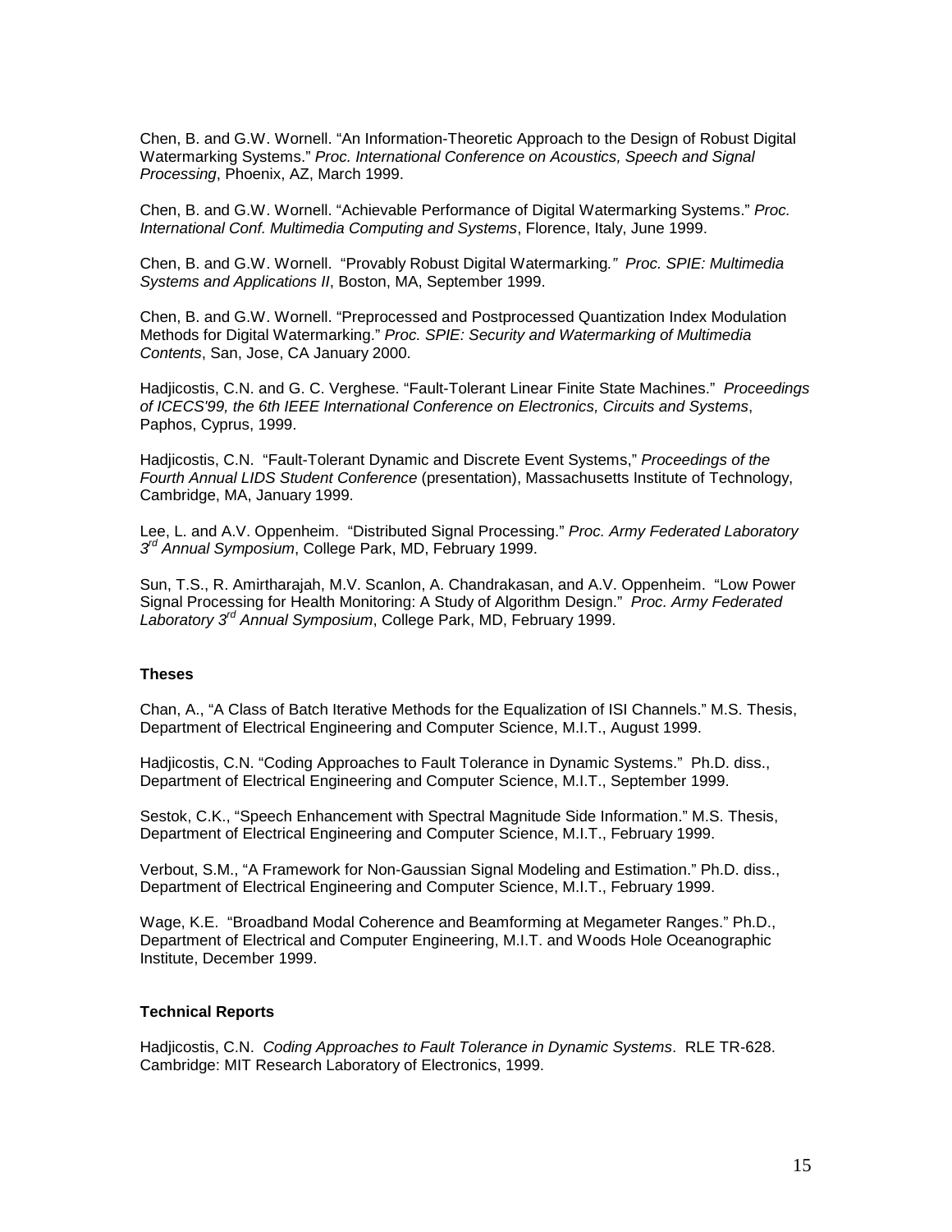Chen, B. and G.W. Wornell. “An Information-Theoretic Approach to the Design of Robust Digital Watermarking Systems.” *Proc. International Conference on Acoustics, Speech and Signal Processing*, Phoenix, AZ, March 1999.

Chen, B. and G.W. Wornell. “Achievable Performance of Digital Watermarking Systems.” *Proc. International Conf. Multimedia Computing and Systems*, Florence, Italy, June 1999.

Chen, B. and G.W. Wornell. “Provably Robust Digital Watermarking*.” Proc. SPIE: Multimedia Systems and Applications II*, Boston, MA, September 1999.

Chen, B. and G.W. Wornell. “Preprocessed and Postprocessed Quantization Index Modulation Methods for Digital Watermarking.” *Proc. SPIE: Security and Watermarking of Multimedia Contents*, San, Jose, CA January 2000.

Hadjicostis, C.N. and G. C. Verghese. “Fault-Tolerant Linear Finite State Machines.” *Proceedings of ICECS'99, the 6th IEEE International Conference on Electronics, Circuits and Systems*, Paphos, Cyprus, 1999.

Hadjicostis, C.N. “Fault-Tolerant Dynamic and Discrete Event Systems,” *Proceedings of the Fourth Annual LIDS Student Conference* (presentation), Massachusetts Institute of Technology, Cambridge, MA, January 1999.

Lee, L. and A.V. Oppenheim. “Distributed Signal Processing.” *Proc. Army Federated Laboratory 3rd Annual Symposium*, College Park, MD, February 1999.

Sun, T.S., R. Amirtharajah, M.V. Scanlon, A. Chandrakasan, and A.V. Oppenheim. “Low Power Signal Processing for Health Monitoring: A Study of Algorithm Design.” *Proc. Army Federated Laboratory 3rd Annual Symposium*, College Park, MD, February 1999.

### Theses

Chan, A., “A Class of Batch Iterative Methods for the Equalization of ISI Channels.” M.S. Thesis, Department of Electrical Engineering and Computer Science, M.I.T., August 1999.

Hadjicostis, C.N. “Coding Approaches to Fault Tolerance in Dynamic Systems.” Ph.D. diss., Department of Electrical Engineering and Computer Science, M.I.T., September 1999.

Sestok, C.K., “Speech Enhancement with Spectral Magnitude Side Information.” M.S. Thesis, Department of Electrical Engineering and Computer Science, M.I.T., February 1999.

Verbout, S.M., “A Framework for Non-Gaussian Signal Modeling and Estimation.” Ph.D. diss., Department of Electrical Engineering and Computer Science, M.I.T., February 1999.

Wage, K.E. “Broadband Modal Coherence and Beamforming at Megameter Ranges.” Ph.D., Department of Electrical and Computer Engineering, M.I.T. and Woods Hole Oceanographic Institute, December 1999.

### Technical Reports

Hadjicostis, C.N. *Coding Approaches to Fault Tolerance in Dynamic Systems*. RLE TR-628. Cambridge: MIT Research Laboratory of Electronics, 1999.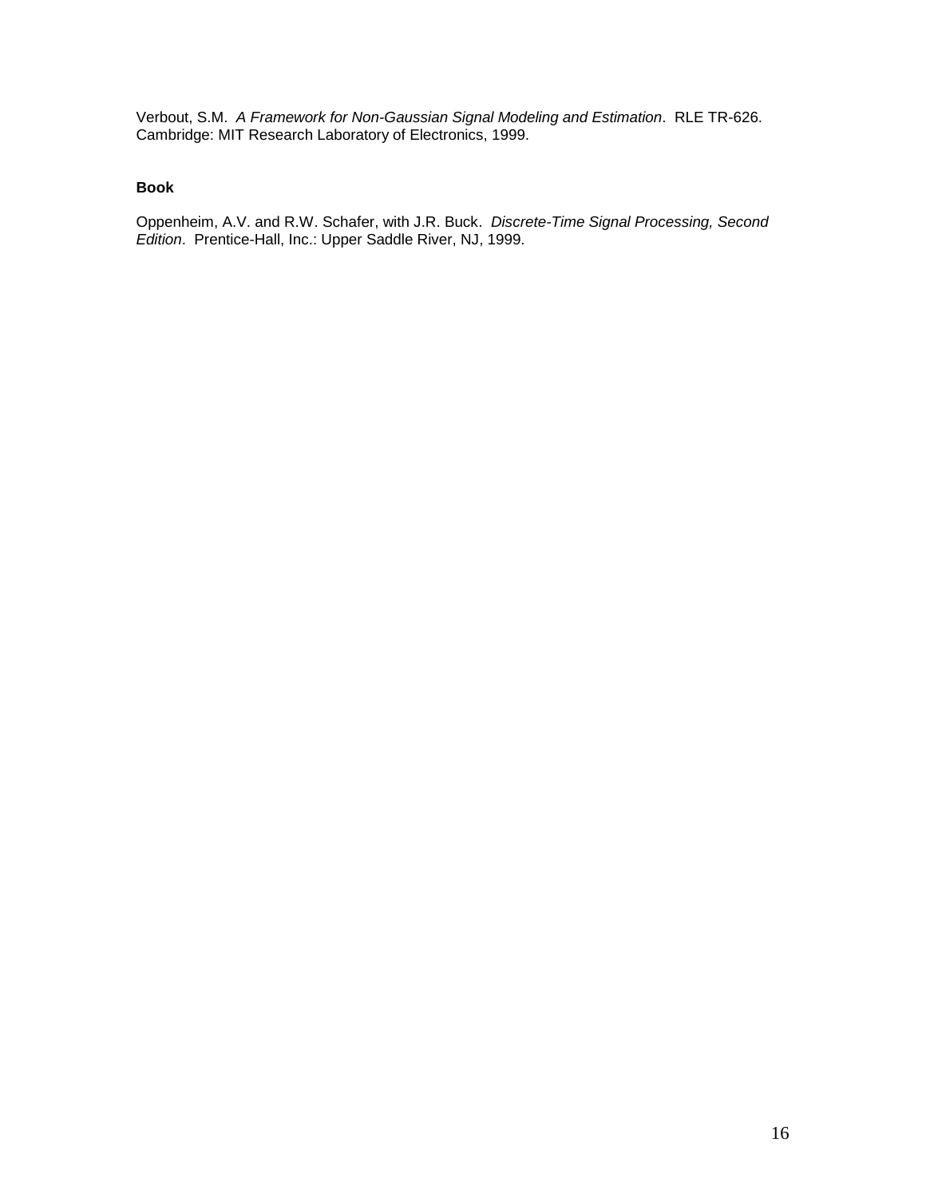Verbout, S.M. *A Framework for Non-Gaussian Signal Modeling and Estimation*. RLE TR-626. Cambridge: MIT Research Laboratory of Electronics, 1999.

**Book**

Oppenheim, A.V. and R.W. Schafer, with J.R. Buck. *Discrete-Time Signal Processing, Second Edition*. Prentice-Hall, Inc.: Upper Saddle River, NJ, 1999.